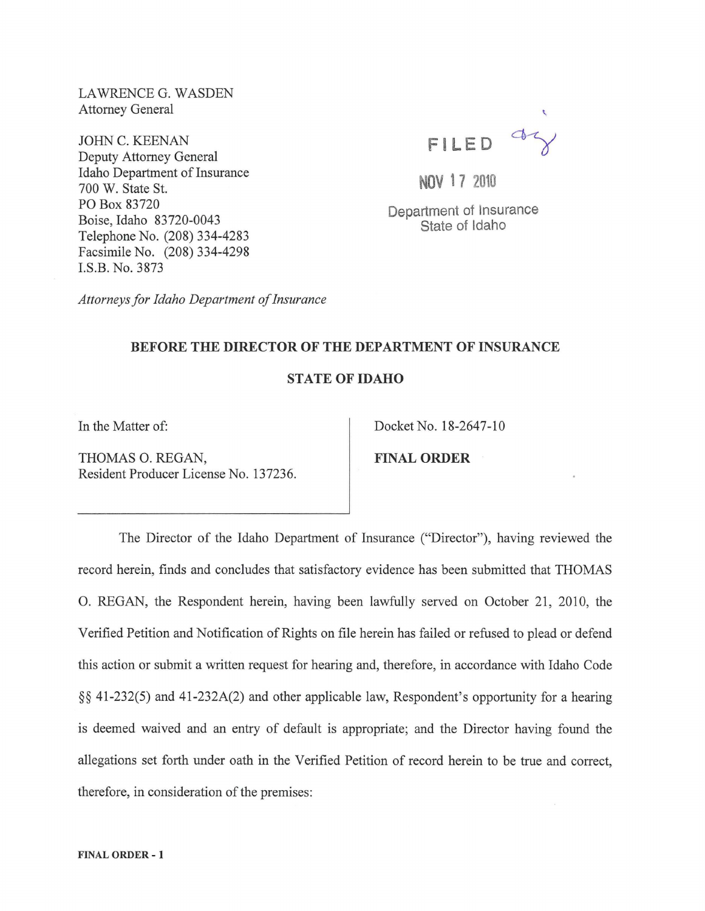LAWRENCE G. WASDEN
Attorney General

JOHN C. KEENAN
Deputy Attorney General
Idaho Department of Insurance
700 W. State St.
PO Box 83720
Boise, Idaho 83720-0043
Telephone No. (208) 334-4283
Facsimile No. (208) 334-4298
I.S.B. No. 3873

*Attorneys for Idaho Department of Insurance*

FILED

NOV 17 2010

Department of Insurance
State of Idaho

**BEFORE THE DIRECTOR OF THE DEPARTMENT OF INSURANCE**

**STATE OF IDAHO**

In the Matter of:

THOMAS O. REGAN,
Resident Producer License No. 137236.

Docket No. 18-2647-10

**FINAL ORDER**

The Director of the Idaho Department of Insurance ("Director"), having reviewed the record herein, finds and concludes that satisfactory evidence has been submitted that THOMAS O. REGAN, the Respondent herein, having been lawfully served on October 21, 2010, the Verified Petition and Notification of Rights on file herein has failed or refused to plead or defend this action or submit a written request for hearing and, therefore, in accordance with Idaho Code §§ 41-232(5) and 41-232A(2) and other applicable law, Respondent's opportunity for a hearing is deemed waived and an entry of default is appropriate; and the Director having found the allegations set forth under oath in the Verified Petition of record herein to be true and correct, therefore, in consideration of the premises: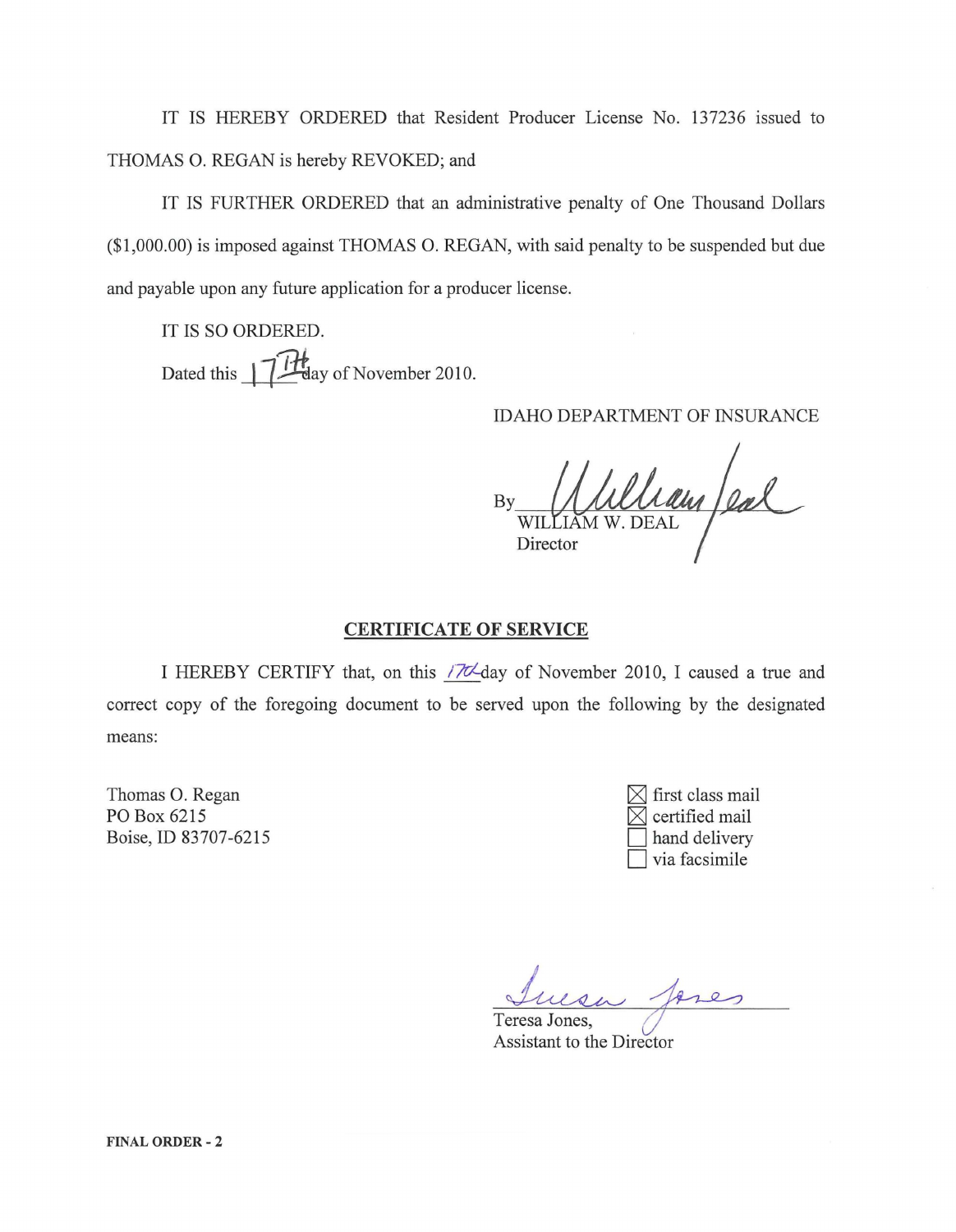IT IS HEREBY ORDERED that Resident Producer License No. 137236 issued to THOMAS O. REGAN is hereby REVOKED; and

IT IS FURTHER ORDERED that an administrative penalty of One Thousand Dollars ($1,000.00) is imposed against THOMAS O. REGAN, with said penalty to be suspended but due and payable upon any future application for a producer license.

IT IS SO ORDERED.

Dated this 17TH day of November 2010.

IDAHO DEPARTMENT OF INSURANCE

By William Deal
WILLIAM W. DEAL
Director

## CERTIFICATE OF SERVICE

I HEREBY CERTIFY that, on this 17th day of November 2010, I caused a true and correct copy of the foregoing document to be served upon the following by the designated means:

Thomas O. Regan
PO Box 6215
Boise, ID 83707-6215

- [x] first class mail
- [x] certified mail
- [ ] hand delivery
- [ ] via facsimile

Teresa Jones
Teresa Jones,
Assistant to the Director

**FINAL ORDER - 2**